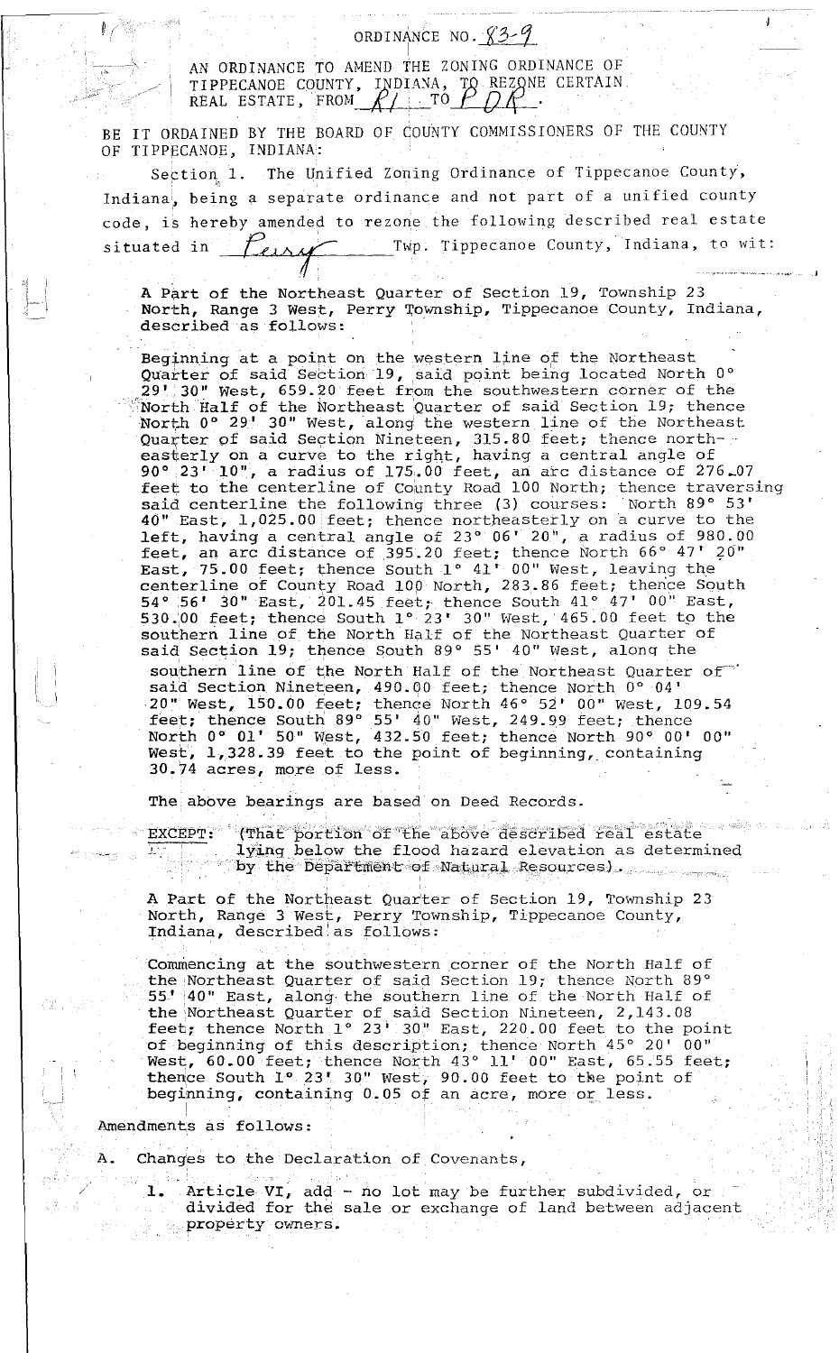# ORDINANCE NO. 83-9

AN ORDINANCE TO AMEND THE ZONING ORDINANCE OF TIPPECANOE COUNTY, INDIANA, TO REZONE CERTAIN REAL ESTATE, FROM R1 TO PDR.

BE IT ORDAINED BY THE BOARD OF COUNTY COMMISSIONERS OF THE COUNTY OF TIPPECANOE, INDIANA:

Section 1. The Unified Zoning Ordinance of Tippecanoe County, Indiana, being a separate ordinance and not part of a unified county code, is hereby amended to rezone the following described real estate situated in Perry Twp. Tippecanoe County, Indiana, to wit:

A Part of the Northeast Quarter of Section 19, Township 23 North, Range 3 West, Perry Township, Tippecanoe County, Indiana, described as follows:

Beginning at a point on the western line of the Northeast Quarter of said Section 19, said point being located North 0° 29' 30" West, 659.20 feet from the southwestern corner of the North Half of the Northeast Quarter of said Section 19; thence North 0° 29' 30" West, along the western line of the Northeast Quarter of said Section Nineteen, 315.80 feet; thence northeasterly on a curve to the right, having a central angle of 90° 23' 10", a radius of 175.00 feet, an arc distance of 276.07 feet to the centerline of County Road 100 North; thence traversing said centerline the following three (3) courses: North 89° 53' 40" East, 1,025.00 feet; thence northeasterly on a curve to the left, having a central angle of 23° 06' 20", a radius of 980.00 feet, an arc distance of 395.20 feet; thence North 66° 47' 20" East, 75.00 feet; thence South 1° 41' 00" West, leaving the centerline of County Road 100 North, 283.86 feet; thence South 54° 56' 30" East, 201.45 feet; thence South 41° 47' 00" East, 530.00 feet; thence South 1° 23' 30" West, 465.00 feet to the southern line of the North Half of the Northeast Quarter of said Section 19; thence South 89° 55' 40" West, along the southern line of the North Half of the Northeast Quarter of said Section Nineteen, 490.00 feet; thence North 0° 04' 20" West, 150.00 feet; thence North 46° 52' 00" West, 109.54 feet; thence South 89° 55' 40" West, 249.99 feet; thence North 0° 01' 50" West, 432.50 feet; thence North 90° 00' 00" West, 1,328.39 feet to the point of beginning, containing 30.74 acres, more of less.

The above bearings are based on Deed Records.

EXCEPT: (That portion of the above described real estate lying below the flood hazard elevation as determined by the Department of Natural Resources).

A Part of the Northeast Quarter of Section 19, Township 23 North, Range 3 West, Perry Township, Tippecanoe County, Indiana, described as follows:

Commencing at the southwestern corner of the North Half of the Northeast Quarter of said Section 19; thence North 89° 55' 40" East, along the southern line of the North Half of the Northeast Quarter of said Section Nineteen, 2,143.08 feet; thence North 1° 23' 30" East, 220.00 feet to the point of beginning of this description; thence North 45° 20' 00" West, 60.00 feet; thence North 43° 11' 00" East, 65.55 feet; thence South 1° 23' 30" West, 90.00 feet to the point of beginning, containing 0.05 of an acre, more or less.

Amendments as follows:

A. Changes to the Declaration of Covenants,

1. Article VI, add - no lot may be further subdivided, or divided for the sale or exchange of land between adjacent property owners.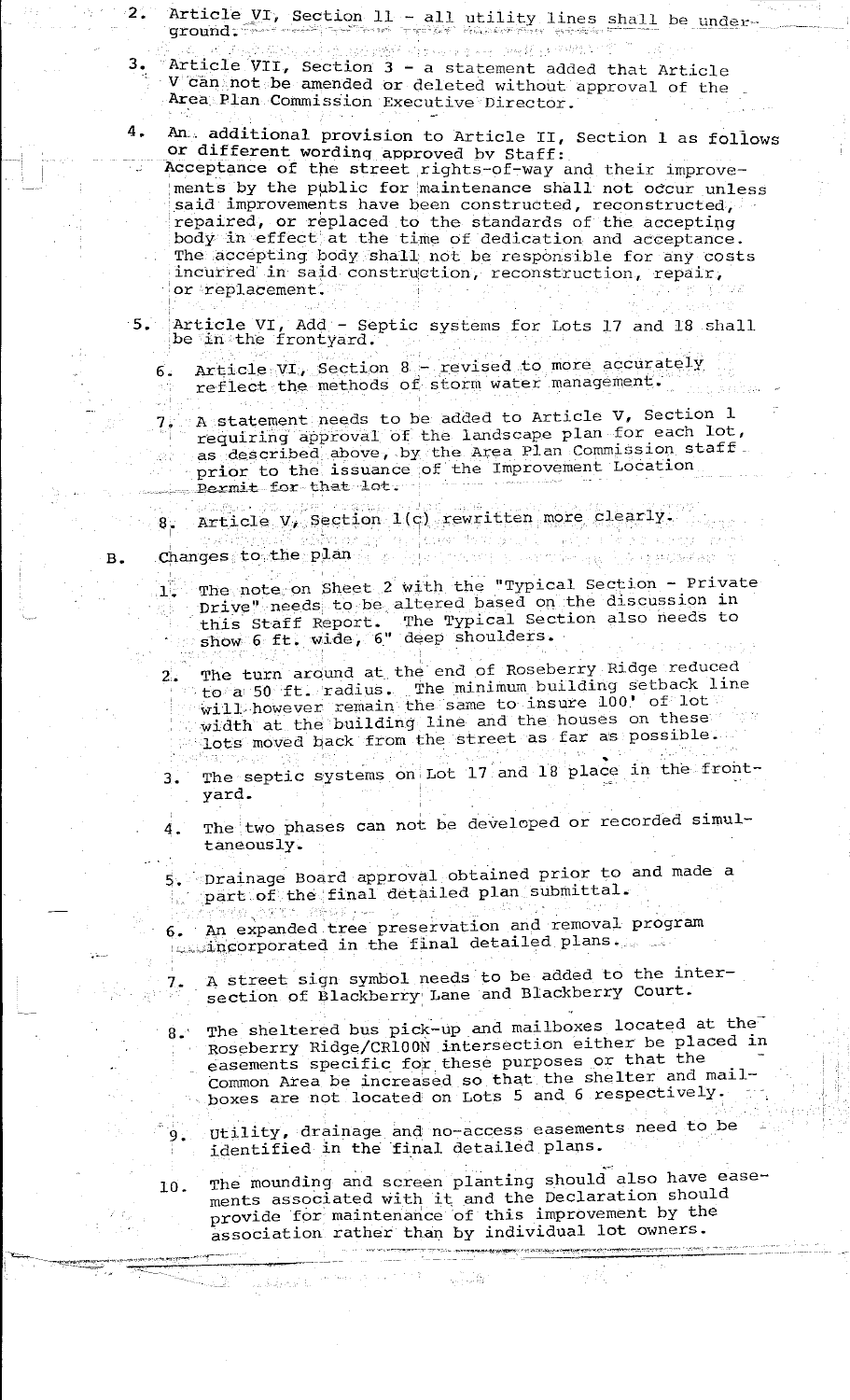2. Article VI, Section 11 - all utility lines shall be underground.

3. Article VII, Section 3 - a statement added that Article V can not be amended or deleted without approval of the Area Plan Commission Executive Director.

4. An additional provision to Article II, Section 1 as follows or different wording approved by Staff:
   Acceptance of the street rights-of-way and their improvements by the public for maintenance shall not occur unless said improvements have been constructed, reconstructed, repaired, or replaced to the standards of the accepting body in effect at the time of dedication and acceptance. The accepting body shall not be responsible for any costs incurred in said construction, reconstruction, repair, or replacement.

5. Article VI, Add - Septic systems for Lots 17 and 18 shall be in the frontyard.

6. Article VI, Section 8 - revised to more accurately reflect the methods of storm water management.

7. A statement needs to be added to Article V, Section 1 requiring approval of the landscape plan for each lot, as described above, by the Area Plan Commission staff prior to the issuance of the Improvement Location Permit for that lot.

8. Article V, Section 1(c) rewritten more clearly.

B. Changes to the plan

1. The note on Sheet 2 with the "Typical Section - Private Drive" needs to be altered based on the discussion in this Staff Report. The Typical Section also needs to show 6 ft. wide, 6" deep shoulders.

2. The turn around at the end of Roseberry Ridge reduced to a 50 ft. radius. The minimum building setback line will however remain the same to insure 100' of lot width at the building line and the houses on these lots moved back from the street as far as possible.

3. The septic systems on Lot 17 and 18 place in the frontyard.

4. The two phases can not be developed or recorded simultaneously.

5. Drainage Board approval obtained prior to and made a part of the final detailed plan submittal.

6. An expanded tree preservation and removal program incorporated in the final detailed plans.

7. A street sign symbol needs to be added to the intersection of Blackberry Lane and Blackberry Court.

8. The sheltered bus pick-up and mailboxes located at the Roseberry Ridge/CR100N intersection either be placed in easements specific for these purposes or that the Common Area be increased so that the shelter and mailboxes are not located on Lots 5 and 6 respectively.

9. Utility, drainage and no-access easements need to be identified in the final detailed plans.

10. The mounding and screen planting should also have easements associated with it and the Declaration should provide for maintenance of this improvement by the association rather than by individual lot owners.